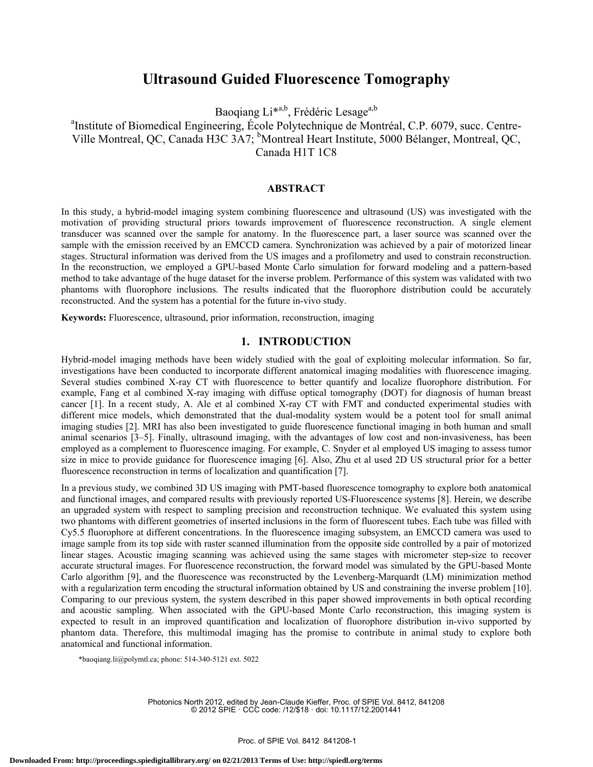# Ultrasound Guided Fluorescence Tomography

Baoqiang Li*[a,b], Frédéric Lesage[a,b]

[a]Institute of Biomedical Engineering, École Polytechnique de Montréal, C.P. 6079, succ. Centre-Ville Montreal, QC, Canada H3C 3A7; [b]Montreal Heart Institute, 5000 Bélanger, Montreal, QC, Canada H1T 1C8

## ABSTRACT

In this study, a hybrid-model imaging system combining fluorescence and ultrasound (US) was investigated with the motivation of providing structural priors towards improvement of fluorescence reconstruction. A single element transducer was scanned over the sample for anatomy. In the fluorescence part, a laser source was scanned over the sample with the emission received by an EMCCD camera. Synchronization was achieved by a pair of motorized linear stages. Structural information was derived from the US images and a profilometry and used to constrain reconstruction. In the reconstruction, we employed a GPU-based Monte Carlo simulation for forward modeling and a pattern-based method to take advantage of the huge dataset for the inverse problem. Performance of this system was validated with two phantoms with fluorophore inclusions. The results indicated that the fluorophore distribution could be accurately reconstructed. And the system has a potential for the future in-vivo study.

**Keywords:** Fluorescence, ultrasound, prior information, reconstruction, imaging

## 1. INTRODUCTION

Hybrid-model imaging methods have been widely studied with the goal of exploiting molecular information. So far, investigations have been conducted to incorporate different anatomical imaging modalities with fluorescence imaging. Several studies combined X-ray CT with fluorescence to better quantify and localize fluorophore distribution. For example, Fang et al combined X-ray imaging with diffuse optical tomography (DOT) for diagnosis of human breast cancer [1]. In a recent study, A. Ale et al combined X-ray CT with FMT and conducted experimental studies with different mice models, which demonstrated that the dual-modality system would be a potent tool for small animal imaging studies [2]. MRI has also been investigated to guide fluorescence functional imaging in both human and small animal scenarios [3–5]. Finally, ultrasound imaging, with the advantages of low cost and non-invasiveness, has been employed as a complement to fluorescence imaging. For example, C. Snyder et al employed US imaging to assess tumor size in mice to provide guidance for fluorescence imaging [6]. Also, Zhu et al used 2D US structural prior for a better fluorescence reconstruction in terms of localization and quantification [7].

In a previous study, we combined 3D US imaging with PMT-based fluorescence tomography to explore both anatomical and functional images, and compared results with previously reported US-Fluorescence systems [8]. Herein, we describe an upgraded system with respect to sampling precision and reconstruction technique. We evaluated this system using two phantoms with different geometries of inserted inclusions in the form of fluorescent tubes. Each tube was filled with Cy5.5 fluorophore at different concentrations. In the fluorescence imaging subsystem, an EMCCD camera was used to image sample from its top side with raster scanned illumination from the opposite side controlled by a pair of motorized linear stages. Acoustic imaging scanning was achieved using the same stages with micrometer step-size to recover accurate structural images. For fluorescence reconstruction, the forward model was simulated by the GPU-based Monte Carlo algorithm [9], and the fluorescence was reconstructed by the Levenberg-Marquardt (LM) minimization method with a regularization term encoding the structural information obtained by US and constraining the inverse problem [10]. Comparing to our previous system, the system described in this paper showed improvements in both optical recording and acoustic sampling. When associated with the GPU-based Monte Carlo reconstruction, this imaging system is expected to result in an improved quantification and localization of fluorophore distribution in-vivo supported by phantom data. Therefore, this multimodal imaging has the promise to contribute in animal study to explore both anatomical and functional information.

*baoqiang.li@polymtl.ca; phone: 514-340-5121 ext. 5022

Photonics North 2012, edited by Jean-Claude Kieffer, Proc. of SPIE Vol. 8412, 841208
© 2012 SPIE · CCC code: /12/$18 · doi: 10.1117/12.2001441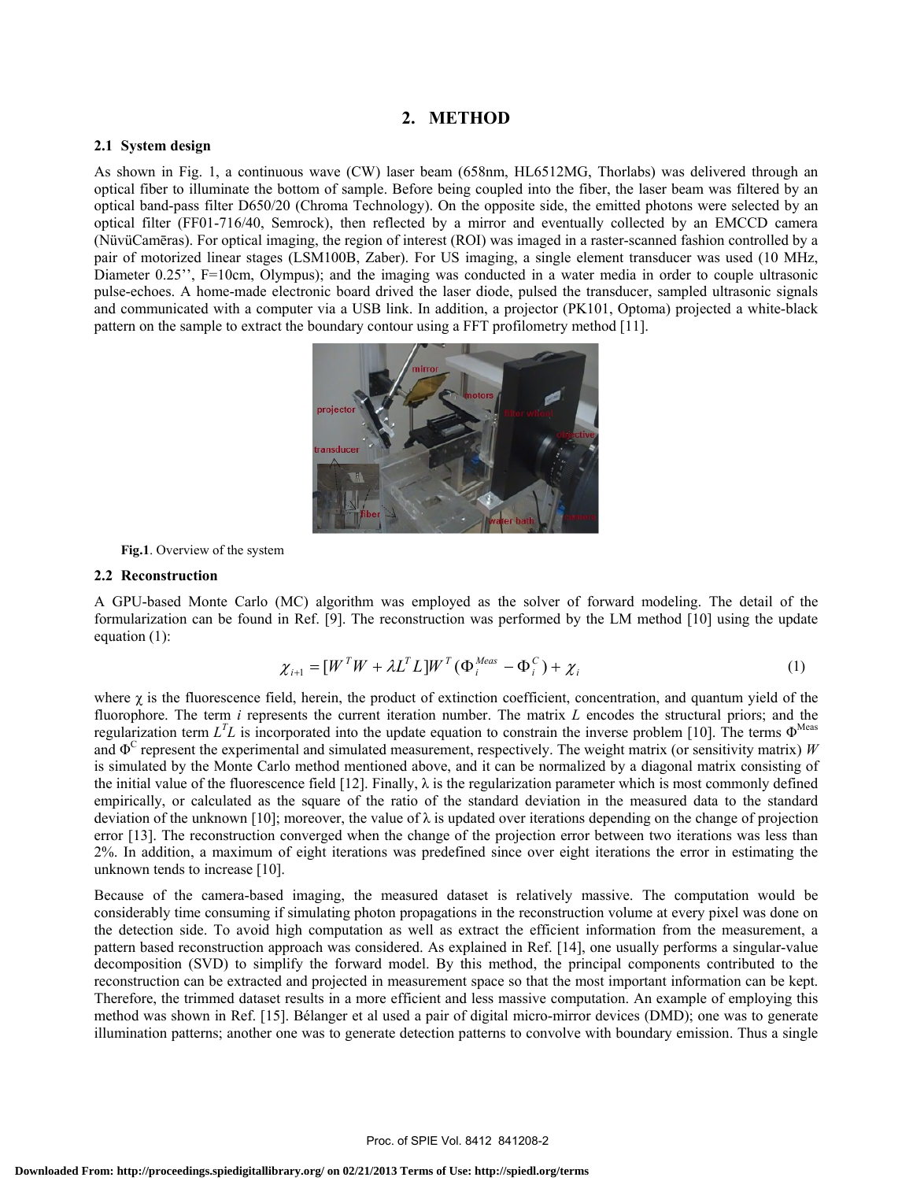## 2. METHOD

### 2.1 System design

As shown in Fig. 1, a continuous wave (CW) laser beam (658nm, HL6512MG, Thorlabs) was delivered through an optical fiber to illuminate the bottom of sample. Before being coupled into the fiber, the laser beam was filtered by an optical band-pass filter D650/20 (Chroma Technology). On the opposite side, the emitted photons were selected by an optical filter (FF01-716/40, Semrock), then reflected by a mirror and eventually collected by an EMCCD camera (NüvüCamēras). For optical imaging, the region of interest (ROI) was imaged in a raster-scanned fashion controlled by a pair of motorized linear stages (LSM100B, Zaber). For US imaging, a single element transducer was used (10 MHz, Diameter 0.25'', F=10cm, Olympus); and the imaging was conducted in a water media in order to couple ultrasonic pulse-echoes. A home-made electronic board drived the laser diode, pulsed the transducer, sampled ultrasonic signals and communicated with a computer via a USB link. In addition, a projector (PK101, Optoma) projected a white-black pattern on the sample to extract the boundary contour using a FFT profilometry method [11].

**Fig.1**. Overview of the system

### 2.2 Reconstruction

A GPU-based Monte Carlo (MC) algorithm was employed as the solver of forward modeling. The detail of the formularization can be found in Ref. [9]. The reconstruction was performed by the LM method [10] using the update equation (1):

$$\chi_{i+1} = [W^T W + \lambda L^T L] W^T (\Phi_i^{Meas} - \Phi_i^C) + \chi_i \tag{1}$$

where $\chi$ is the fluorescence field, herein, the product of extinction coefficient, concentration, and quantum yield of the fluorophore. The term $i$ represents the current iteration number. The matrix $L$ encodes the structural priors; and the regularization term $L^T L$ is incorporated into the update equation to constrain the inverse problem [10]. The terms $\Phi^{Meas}$ and $\Phi^C$ represent the experimental and simulated measurement, respectively. The weight matrix (or sensitivity matrix) $W$ is simulated by the Monte Carlo method mentioned above, and it can be normalized by a diagonal matrix consisting of the initial value of the fluorescence field [12]. Finally, $\lambda$ is the regularization parameter which is most commonly defined empirically, or calculated as the square of the ratio of the standard deviation in the measured data to the standard deviation of the unknown [10]; moreover, the value of $\lambda$ is updated over iterations depending on the change of projection error [13]. The reconstruction converged when the change of the projection error between two iterations was less than 2%. In addition, a maximum of eight iterations was predefined since over eight iterations the error in estimating the unknown tends to increase [10].

Because of the camera-based imaging, the measured dataset is relatively massive. The computation would be considerably time consuming if simulating photon propagations in the reconstruction volume at every pixel was done on the detection side. To avoid high computation as well as extract the efficient information from the measurement, a pattern based reconstruction approach was considered. As explained in Ref. [14], one usually performs a singular-value decomposition (SVD) to simplify the forward model. By this method, the principal components contributed to the reconstruction can be extracted and projected in measurement space so that the most important information can be kept. Therefore, the trimmed dataset results in a more efficient and less massive computation. An example of employing this method was shown in Ref. [15]. Bélanger et al used a pair of digital micro-mirror devices (DMD); one was to generate illumination patterns; another one was to generate detection patterns to convolve with boundary emission. Thus a single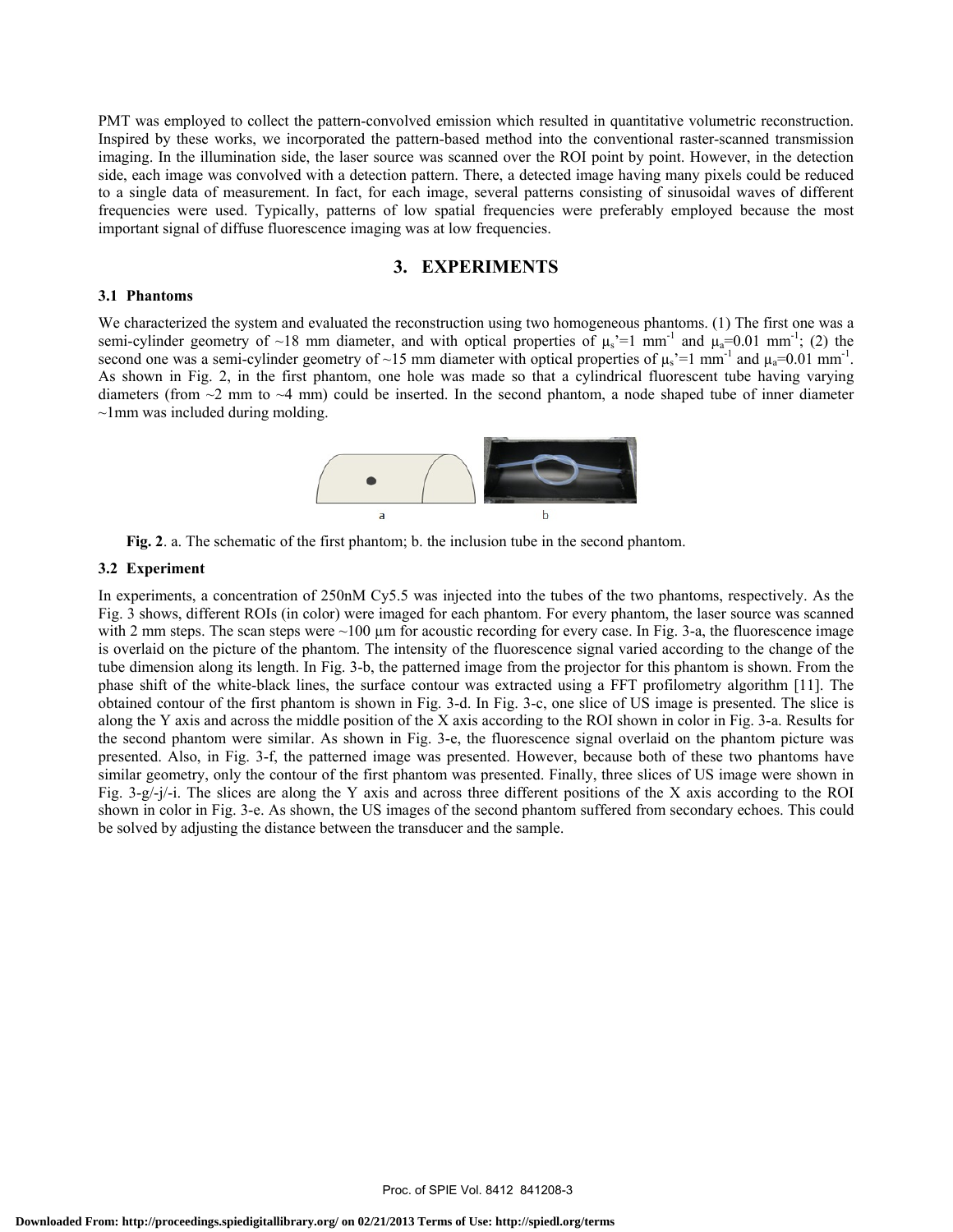PMT was employed to collect the pattern-convolved emission which resulted in quantitative volumetric reconstruction. Inspired by these works, we incorporated the pattern-based method into the conventional raster-scanned transmission imaging. In the illumination side, the laser source was scanned over the ROI point by point. However, in the detection side, each image was convolved with a detection pattern. There, a detected image having many pixels could be reduced to a single data of measurement. In fact, for each image, several patterns consisting of sinusoidal waves of different frequencies were used. Typically, patterns of low spatial frequencies were preferably employed because the most important signal of diffuse fluorescence imaging was at low frequencies.

## 3. EXPERIMENTS

### 3.1 Phantoms

We characterized the system and evaluated the reconstruction using two homogeneous phantoms. (1) The first one was a semi-cylinder geometry of ~18 mm diameter, and with optical properties of $\mu_s$'=1 mm$^{-1}$ and $\mu_a$=0.01 mm$^{-1}$; (2) the second one was a semi-cylinder geometry of ~15 mm diameter with optical properties of $\mu_s$'=1 mm$^{-1}$ and $\mu_a$=0.01 mm$^{-1}$. As shown in Fig. 2, in the first phantom, one hole was made so that a cylindrical fluorescent tube having varying diameters (from ~2 mm to ~4 mm) could be inserted. In the second phantom, a node shaped tube of inner diameter ~1mm was included during molding.

**Fig. 2**. a. The schematic of the first phantom; b. the inclusion tube in the second phantom.

### 3.2 Experiment

In experiments, a concentration of 250nM Cy5.5 was injected into the tubes of the two phantoms, respectively. As the Fig. 3 shows, different ROIs (in color) were imaged for each phantom. For every phantom, the laser source was scanned with 2 mm steps. The scan steps were ~100 μm for acoustic recording for every case. In Fig. 3-a, the fluorescence image is overlaid on the picture of the phantom. The intensity of the fluorescence signal varied according to the change of the tube dimension along its length. In Fig. 3-b, the patterned image from the projector for this phantom is shown. From the phase shift of the white-black lines, the surface contour was extracted using a FFT profilometry algorithm [11]. The obtained contour of the first phantom is shown in Fig. 3-d. In Fig. 3-c, one slice of US image is presented. The slice is along the Y axis and across the middle position of the X axis according to the ROI shown in color in Fig. 3-a. Results for the second phantom were similar. As shown in Fig. 3-e, the fluorescence signal overlaid on the phantom picture was presented. Also, in Fig. 3-f, the patterned image was presented. However, because both of these two phantoms have similar geometry, only the contour of the first phantom was presented. Finally, three slices of US image were shown in Fig. 3-g/-j/-i. The slices are along the Y axis and across three different positions of the X axis according to the ROI shown in color in Fig. 3-e. As shown, the US images of the second phantom suffered from secondary echoes. This could be solved by adjusting the distance between the transducer and the sample.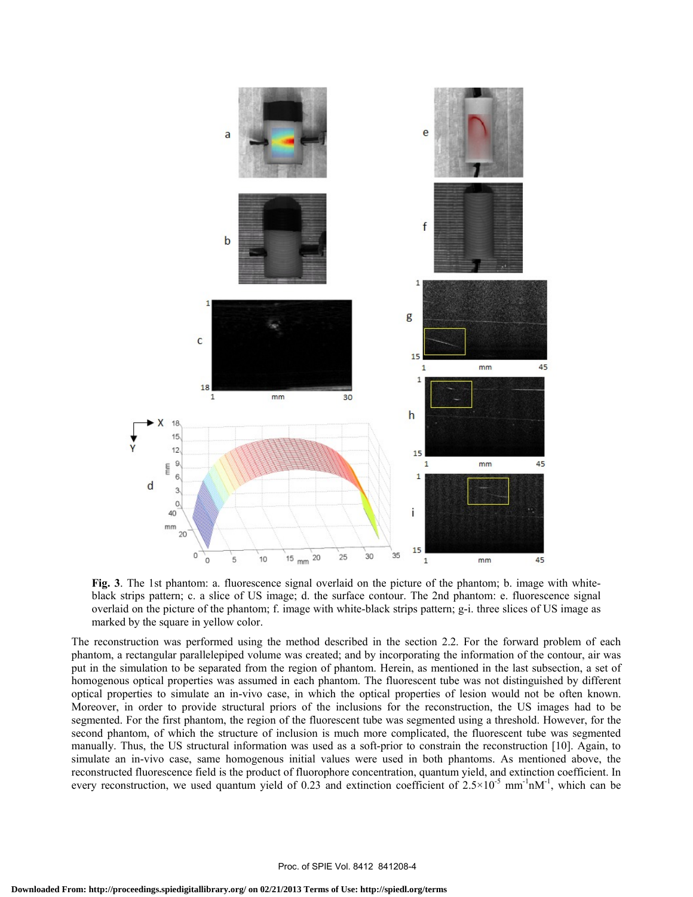**Fig. 3**. The 1st phantom: a. fluorescence signal overlaid on the picture of the phantom; b. image with white-black strips pattern; c. a slice of US image; d. the surface contour. The 2nd phantom: e. fluorescence signal overlaid on the picture of the phantom; f. image with white-black strips pattern; g-i. three slices of US image as marked by the square in yellow color.

The reconstruction was performed using the method described in the section 2.2. For the forward problem of each phantom, a rectangular parallelepiped volume was created; and by incorporating the information of the contour, air was put in the simulation to be separated from the region of phantom. Herein, as mentioned in the last subsection, a set of homogenous optical properties was assumed in each phantom. The fluorescent tube was not distinguished by different optical properties to simulate an in-vivo case, in which the optical properties of lesion would not be often known. Moreover, in order to provide structural priors of the inclusions for the reconstruction, the US images had to be segmented. For the first phantom, the region of the fluorescent tube was segmented using a threshold. However, for the second phantom, of which the structure of inclusion is much more complicated, the fluorescent tube was segmented manually. Thus, the US structural information was used as a soft-prior to constrain the reconstruction [10]. Again, to simulate an in-vivo case, same homogenous initial values were used in both phantoms. As mentioned above, the reconstructed fluorescence field is the product of fluorophore concentration, quantum yield, and extinction coefficient. In every reconstruction, we used quantum yield of 0.23 and extinction coefficient of $2.5\times10^{-5}$ $mm^{-1}nM^{-1}$, which can be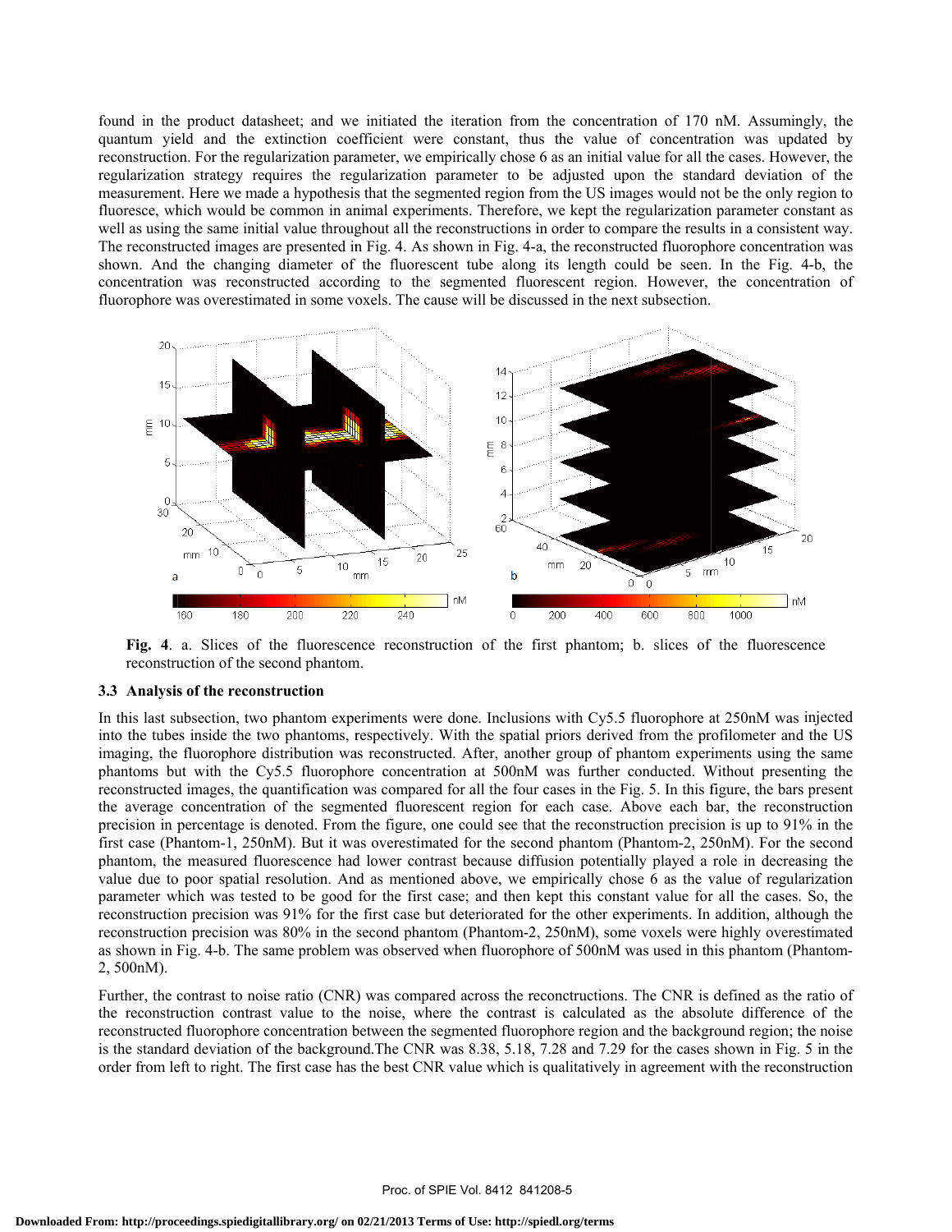found in the product datasheet; and we initiated the iteration from the concentration of 170 nM. Assumingly, the quantum yield and the extinction coefficient were constant, thus the value of concentration was updated by reconstruction. For the regularization parameter, we empirically chose 6 as an initial value for all the cases. However, the regularization strategy requires the regularization parameter to be adjusted upon the standard deviation of the measurement. Here we made a hypothesis that the segmented region from the US images would not be the only region to fluoresce, which would be common in animal experiments. Therefore, we kept the regularization parameter constant as well as using the same initial value throughout all the reconstructions in order to compare the results in a consistent way. The reconstructed images are presented in Fig. 4. As shown in Fig. 4-a, the reconstructed fluorophore concentration was shown. And the changing diameter of the fluorescent tube along its length could be seen. In the Fig. 4-b, the concentration was reconstructed according to the segmented fluorescent region. However, the concentration of fluorophore was overestimated in some voxels. The cause will be discussed in the next subsection.

**Fig. 4**. a. Slices of the fluorescence reconstruction of the first phantom; b. slices of the fluorescence reconstruction of the second phantom.

### 3.3 Analysis of the reconstruction

In this last subsection, two phantom experiments were done. Inclusions with Cy5.5 fluorophore at 250nM was injected into the tubes inside the two phantoms, respectively. With the spatial priors derived from the profilometer and the US imaging, the fluorophore distribution was reconstructed. After, another group of phantom experiments using the same phantoms but with the Cy5.5 fluorophore concentration at 500nM was further conducted. Without presenting the reconstructed images, the quantification was compared for all the four cases in the Fig. 5. In this figure, the bars present the average concentration of the segmented fluorescent region for each case. Above each bar, the reconstruction precision in percentage is denoted. From the figure, one could see that the reconstruction precision is up to 91% in the first case (Phantom-1, 250nM). But it was overestimated for the second phantom (Phantom-2, 250nM). For the second phantom, the measured fluorescence had lower contrast because diffusion potentially played a role in decreasing the value due to poor spatial resolution. And as mentioned above, we empirically chose 6 as the value of regularization parameter which was tested to be good for the first case; and then kept this constant value for all the cases. So, the reconstruction precision was 91% for the first case but deteriorated for the other experiments. In addition, although the reconstruction precision was 80% in the second phantom (Phantom-2, 250nM), some voxels were highly overestimated as shown in Fig. 4-b. The same problem was observed when fluorophore of 500nM was used in this phantom (Phantom-2, 500nM).

Further, the contrast to noise ratio (CNR) was compared across the reconctructions. The CNR is defined as the ratio of the reconstruction contrast value to the noise, where the contrast is calculated as the absolute difference of the reconstructed fluorophore concentration between the segmented fluorophore region and the background region; the noise is the standard deviation of the background.The CNR was 8.38, 5.18, 7.28 and 7.29 for the cases shown in Fig. 5 in the order from left to right. The first case has the best CNR value which is qualitatively in agreement with the reconstruction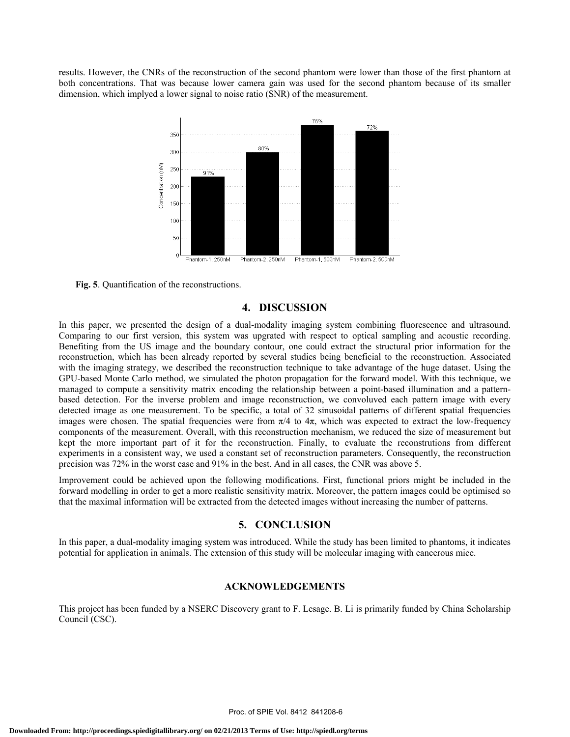results. However, the CNRs of the reconstruction of the second phantom were lower than those of the first phantom at both concentrations. That was because lower camera gain was used for the second phantom because of its smaller dimension, which implyed a lower signal to noise ratio (SNR) of the measurement.

**Fig. 5**. Quantification of the reconstructions.

## 4. DISCUSSION

In this paper, we presented the design of a dual-modality imaging system combining fluorescence and ultrasound. Comparing to our first version, this system was upgrated with respect to optical sampling and acoustic recording. Benefiting from the US image and the boundary contour, one could extract the structural prior information for the reconstruction, which has been already reported by several studies being beneficial to the reconstruction. Associated with the imaging strategy, we described the reconstruction technique to take advantage of the huge dataset. Using the GPU-based Monte Carlo method, we simulated the photon propagation for the forward model. With this technique, we managed to compute a sensitivity matrix encoding the relationship between a point-based illumination and a pattern-based detection. For the inverse problem and image reconstruction, we convoluved each pattern image with every detected image as one measurement. To be specific, a total of 32 sinusoidal patterns of different spatial frequencies images were chosen. The spatial frequencies were from $\pi/4$ to $4\pi$, which was expected to extract the low-frequency components of the measurement. Overall, with this reconstruction mechanism, we reduced the size of measurement but kept the more important part of it for the reconstruction. Finally, to evaluate the reconstrutions from different experiments in a consistent way, we used a constant set of reconstruction parameters. Consequently, the reconstruction precision was 72% in the worst case and 91% in the best. And in all cases, the CNR was above 5.

Improvement could be achieved upon the following modifications. First, functional priors might be included in the forward modelling in order to get a more realistic sensitivity matrix. Moreover, the pattern images could be optimised so that the maximal information will be extracted from the detected images without increasing the number of patterns.

## 5. CONCLUSION

In this paper, a dual-modality imaging system was introduced. While the study has been limited to phantoms, it indicates potential for application in animals. The extension of this study will be molecular imaging with cancerous mice.

## ACKNOWLEDGEMENTS

This project has been funded by a NSERC Discovery grant to F. Lesage. B. Li is primarily funded by China Scholarship Council (CSC).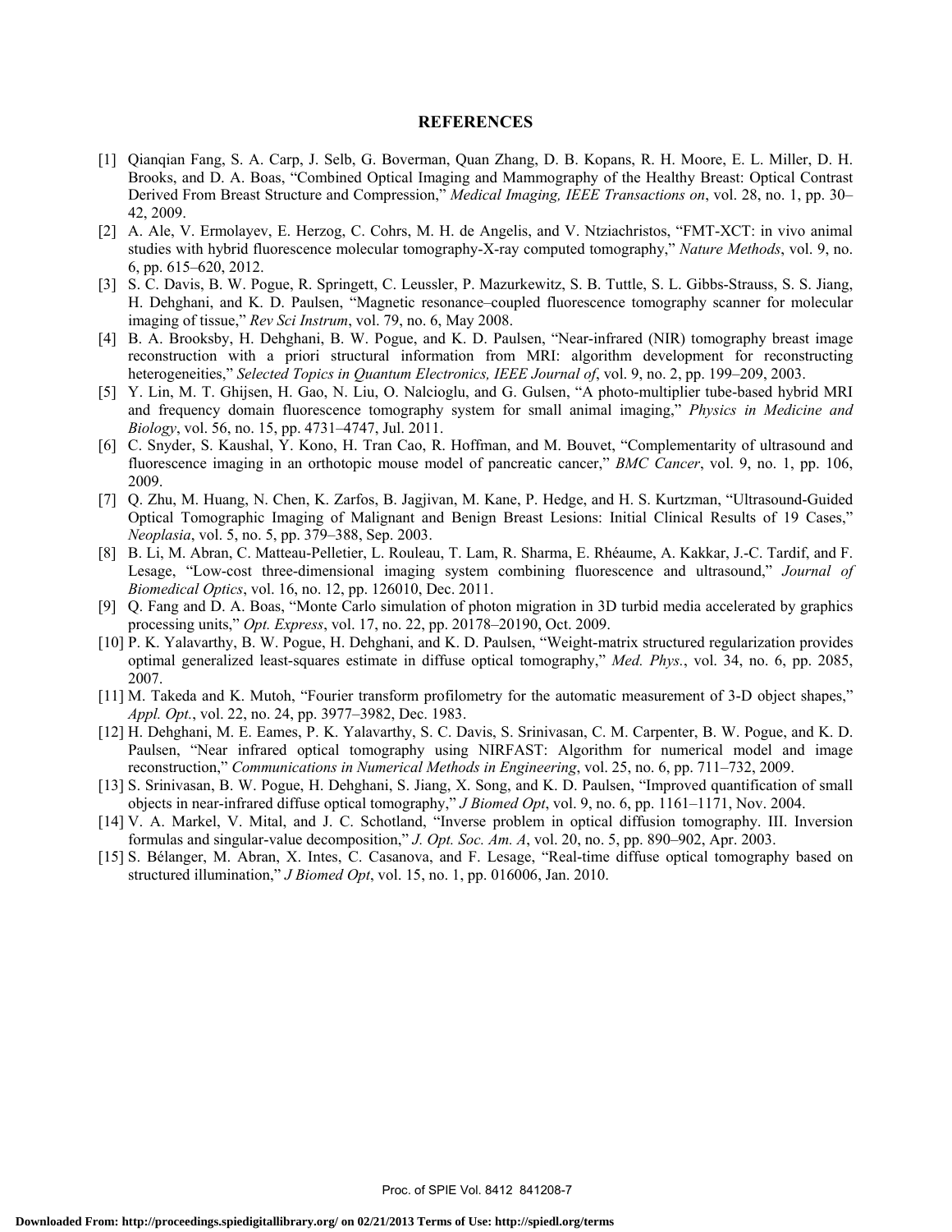# REFERENCES

[1] Qianqian Fang, S. A. Carp, J. Selb, G. Boverman, Quan Zhang, D. B. Kopans, R. H. Moore, E. L. Miller, D. H. Brooks, and D. A. Boas, "Combined Optical Imaging and Mammography of the Healthy Breast: Optical Contrast Derived From Breast Structure and Compression," *Medical Imaging, IEEE Transactions on*, vol. 28, no. 1, pp. 30–42, 2009.

[2] A. Ale, V. Ermolayev, E. Herzog, C. Cohrs, M. H. de Angelis, and V. Ntziachristos, "FMT-XCT: in vivo animal studies with hybrid fluorescence molecular tomography-X-ray computed tomography," *Nature Methods*, vol. 9, no. 6, pp. 615–620, 2012.

[3] S. C. Davis, B. W. Pogue, R. Springett, C. Leussler, P. Mazurkewitz, S. B. Tuttle, S. L. Gibbs-Strauss, S. S. Jiang, H. Dehghani, and K. D. Paulsen, "Magnetic resonance–coupled fluorescence tomography scanner for molecular imaging of tissue," *Rev Sci Instrum*, vol. 79, no. 6, May 2008.

[4] B. A. Brooksby, H. Dehghani, B. W. Pogue, and K. D. Paulsen, "Near-infrared (NIR) tomography breast image reconstruction with a priori structural information from MRI: algorithm development for reconstructing heterogeneities," *Selected Topics in Quantum Electronics, IEEE Journal of*, vol. 9, no. 2, pp. 199–209, 2003.

[5] Y. Lin, M. T. Ghijsen, H. Gao, N. Liu, O. Nalcioglu, and G. Gulsen, "A photo-multiplier tube-based hybrid MRI and frequency domain fluorescence tomography system for small animal imaging," *Physics in Medicine and Biology*, vol. 56, no. 15, pp. 4731–4747, Jul. 2011.

[6] C. Snyder, S. Kaushal, Y. Kono, H. Tran Cao, R. Hoffman, and M. Bouvet, "Complementarity of ultrasound and fluorescence imaging in an orthotopic mouse model of pancreatic cancer," *BMC Cancer*, vol. 9, no. 1, pp. 106, 2009.

[7] Q. Zhu, M. Huang, N. Chen, K. Zarfos, B. Jagjivan, M. Kane, P. Hedge, and H. S. Kurtzman, "Ultrasound-Guided Optical Tomographic Imaging of Malignant and Benign Breast Lesions: Initial Clinical Results of 19 Cases," *Neoplasia*, vol. 5, no. 5, pp. 379–388, Sep. 2003.

[8] B. Li, M. Abran, C. Matteau-Pelletier, L. Rouleau, T. Lam, R. Sharma, E. Rhéaume, A. Kakkar, J.-C. Tardif, and F. Lesage, "Low-cost three-dimensional imaging system combining fluorescence and ultrasound," *Journal of Biomedical Optics*, vol. 16, no. 12, pp. 126010, Dec. 2011.

[9] Q. Fang and D. A. Boas, "Monte Carlo simulation of photon migration in 3D turbid media accelerated by graphics processing units," *Opt. Express*, vol. 17, no. 22, pp. 20178–20190, Oct. 2009.

[10] P. K. Yalavarthy, B. W. Pogue, H. Dehghani, and K. D. Paulsen, "Weight-matrix structured regularization provides optimal generalized least-squares estimate in diffuse optical tomography," *Med. Phys.*, vol. 34, no. 6, pp. 2085, 2007.

[11] M. Takeda and K. Mutoh, "Fourier transform profilometry for the automatic measurement of 3-D object shapes," *Appl. Opt.*, vol. 22, no. 24, pp. 3977–3982, Dec. 1983.

[12] H. Dehghani, M. E. Eames, P. K. Yalavarthy, S. C. Davis, S. Srinivasan, C. M. Carpenter, B. W. Pogue, and K. D. Paulsen, "Near infrared optical tomography using NIRFAST: Algorithm for numerical model and image reconstruction," *Communications in Numerical Methods in Engineering*, vol. 25, no. 6, pp. 711–732, 2009.

[13] S. Srinivasan, B. W. Pogue, H. Dehghani, S. Jiang, X. Song, and K. D. Paulsen, "Improved quantification of small objects in near-infrared diffuse optical tomography," *J Biomed Opt*, vol. 9, no. 6, pp. 1161–1171, Nov. 2004.

[14] V. A. Markel, V. Mital, and J. C. Schotland, "Inverse problem in optical diffusion tomography. III. Inversion formulas and singular-value decomposition," *J. Opt. Soc. Am. A*, vol. 20, no. 5, pp. 890–902, Apr. 2003.

[15] S. Bélanger, M. Abran, X. Intes, C. Casanova, and F. Lesage, "Real-time diffuse optical tomography based on structured illumination," *J Biomed Opt*, vol. 15, no. 1, pp. 016006, Jan. 2010.